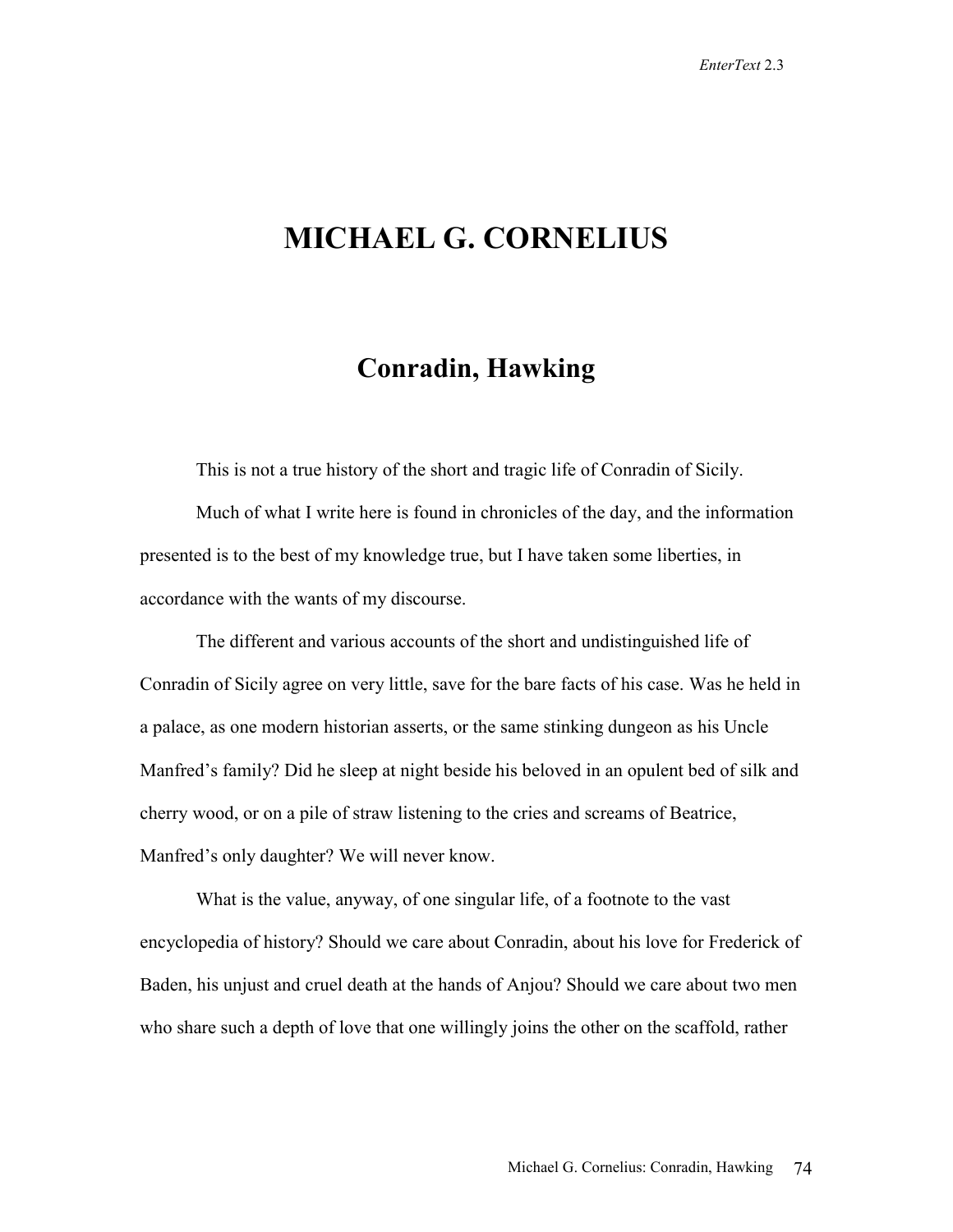# MICHAEL G. CORNELIUS

## Conradin, Hawking

This is not a true history of the short and tragic life of Conradin of Sicily.

Much of what I write here is found in chronicles of the day, and the information presented is to the best of my knowledge true, but I have taken some liberties, in accordance with the wants of my discourse.

The different and various accounts of the short and undistinguished life of Conradin of Sicily agree on very little, save for the bare facts of his case. Was he held in a palace, as one modern historian asserts, or the same stinking dungeon as his Uncle Manfred's family? Did he sleep at night beside his beloved in an opulent bed of silk and cherry wood, or on a pile of straw listening to the cries and screams of Beatrice, Manfred's only daughter? We will never know.

What is the value, anyway, of one singular life, of a footnote to the vast encyclopedia of history? Should we care about Conradin, about his love for Frederick of Baden, his unjust and cruel death at the hands of Anjou? Should we care about two men who share such a depth of love that one willingly joins the other on the scaffold, rather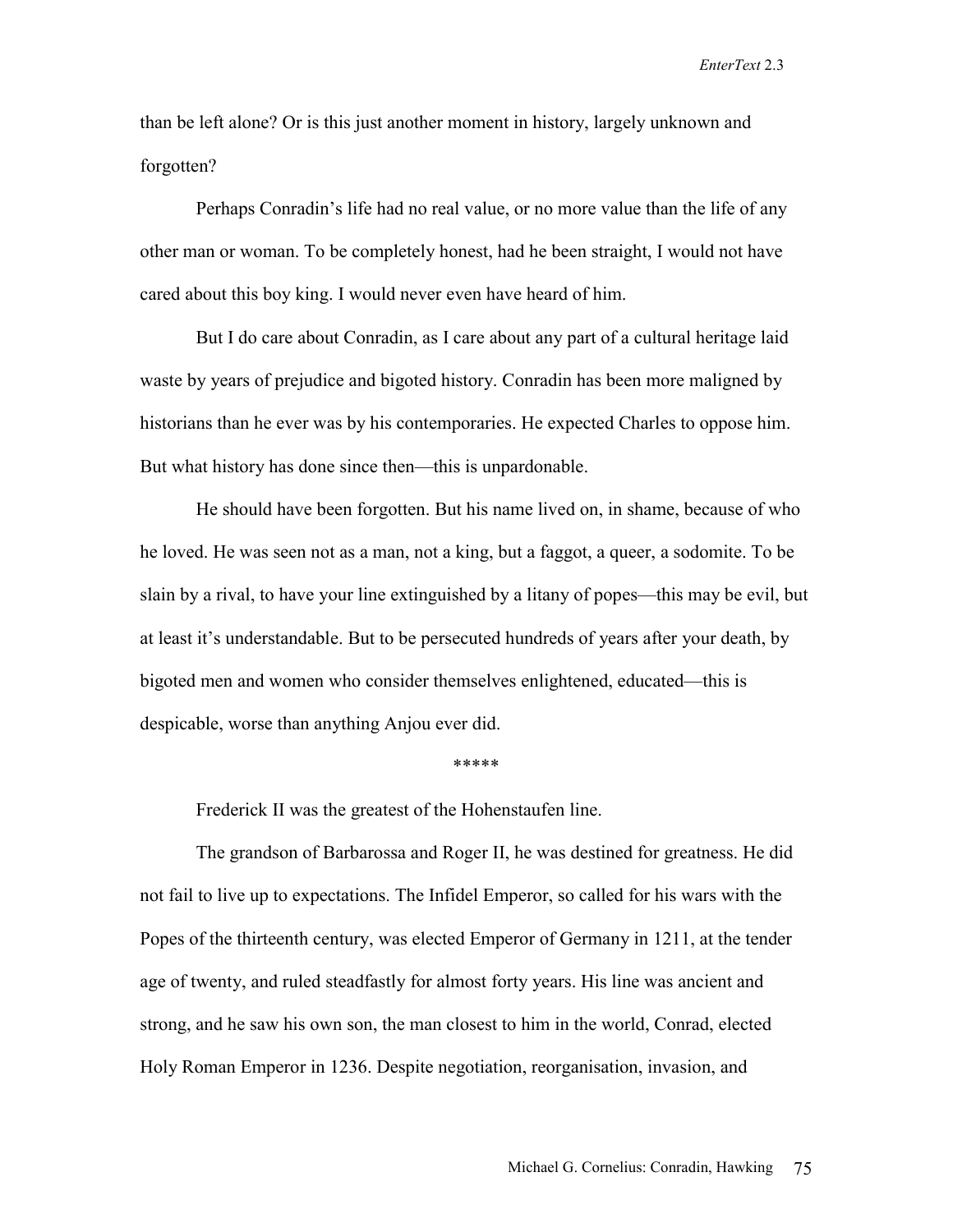than be left alone? Or is this just another moment in history, largely unknown and forgotten?

Perhaps Conradin's life had no real value, or no more value than the life of any other man or woman. To be completely honest, had he been straight, I would not have cared about this boy king. I would never even have heard of him.

But I do care about Conradin, as I care about any part of a cultural heritage laid waste by years of prejudice and bigoted history. Conradin has been more maligned by historians than he ever was by his contemporaries. He expected Charles to oppose him. But what history has done since then—this is unpardonable.

He should have been forgotten. But his name lived on, in shame, because of who he loved. He was seen not as a man, not a king, but a faggot, a queer, a sodomite. To be slain by a rival, to have your line extinguished by a litany of popes—this may be evil, but at least it's understandable. But to be persecuted hundreds of years after your death, by bigoted men and women who consider themselves enlightened, educated—this is despicable, worse than anything Anjou ever did.

*****

Frederick II was the greatest of the Hohenstaufen line.

The grandson of Barbarossa and Roger II, he was destined for greatness. He did not fail to live up to expectations. The Infidel Emperor, so called for his wars with the Popes of the thirteenth century, was elected Emperor of Germany in 1211, at the tender age of twenty, and ruled steadfastly for almost forty years. His line was ancient and strong, and he saw his own son, the man closest to him in the world, Conrad, elected Holy Roman Emperor in 1236. Despite negotiation, reorganisation, invasion, and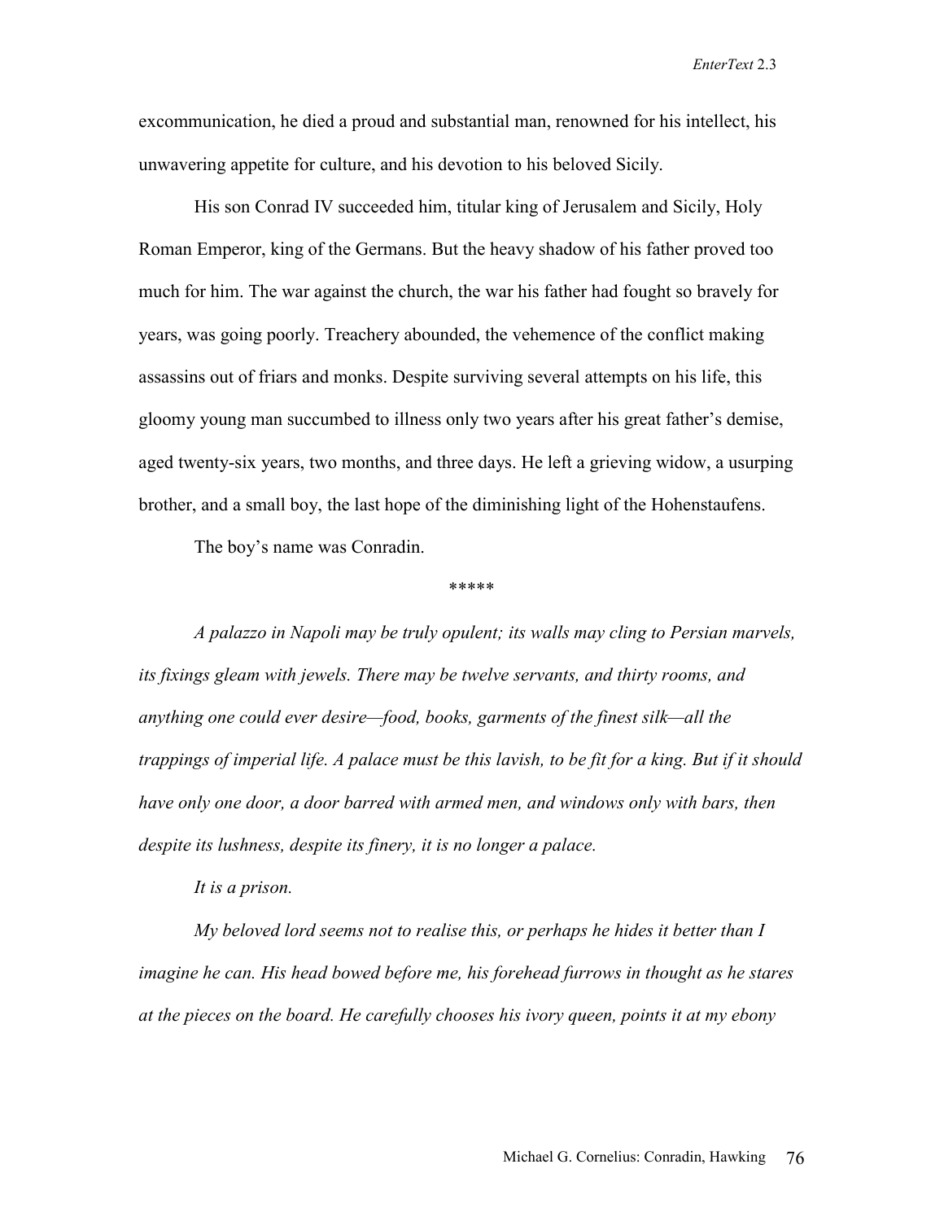excommunication, he died a proud and substantial man, renowned for his intellect, his unwavering appetite for culture, and his devotion to his beloved Sicily.

His son Conrad IV succeeded him, titular king of Jerusalem and Sicily, Holy Roman Emperor, king of the Germans. But the heavy shadow of his father proved too much for him. The war against the church, the war his father had fought so bravely for years, was going poorly. Treachery abounded, the vehemence of the conflict making assassins out of friars and monks. Despite surviving several attempts on his life, this gloomy young man succumbed to illness only two years after his great father's demise, aged twenty-six years, two months, and three days. He left a grieving widow, a usurping brother, and a small boy, the last hope of the diminishing light of the Hohenstaufens.

The boy's name was Conradin.

*****

*A palazzo in Napoli may be truly opulent; its walls may cling to Persian marvels, its fixings gleam with jewels. There may be twelve servants, and thirty rooms, and anything one could ever desire—food, books, garments of the finest silk—all the trappings of imperial life. A palace must be this lavish, to be fit for a king. But if it should have only one door, a door barred with armed men, and windows only with bars, then despite its lushness, despite its finery, it is no longer a palace.*

*It is a prison.*

*My beloved lord seems not to realise this, or perhaps he hides it better than I imagine he can. His head bowed before me, his forehead furrows in thought as he stares at the pieces on the board. He carefully chooses his ivory queen, points it at my ebony*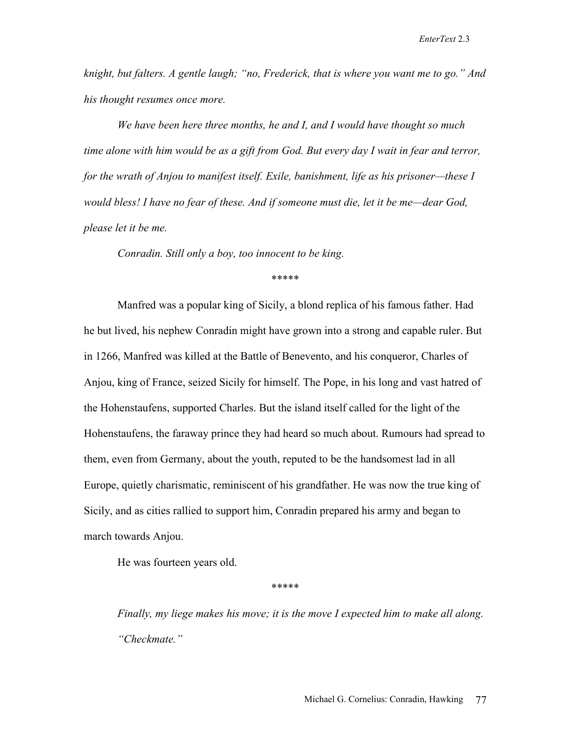*knight, but falters. A gentle laugh; "no, Frederick, that is where you want me to go." And his thought resumes once more.*

*We have been here three months, he and I, and I would have thought so much time alone with him would be as a gift from God. But every day I wait in fear and terror, for the wrath of Anjou to manifest itself. Exile, banishment, life as his prisoner—these I would bless! I have no fear of these. And if someone must die, let it be me—dear God, please let it be me.*

*Conradin. Still only a boy, too innocent to be king.*

\*\*\*\*\*

Manfred was a popular king of Sicily, a blond replica of his famous father. Had he but lived, his nephew Conradin might have grown into a strong and capable ruler. But in 1266, Manfred was killed at the Battle of Benevento, and his conqueror, Charles of Anjou, king of France, seized Sicily for himself. The Pope, in his long and vast hatred of the Hohenstaufens, supported Charles. But the island itself called for the light of the Hohenstaufens, the faraway prince they had heard so much about. Rumours had spread to them, even from Germany, about the youth, reputed to be the handsomest lad in all Europe, quietly charismatic, reminiscent of his grandfather. He was now the true king of Sicily, and as cities rallied to support him, Conradin prepared his army and began to march towards Anjou.

He was fourteen years old.

\*\*\*\*\*

*Finally, my liege makes his move; it is the move I expected him to make all along. "Checkmate."*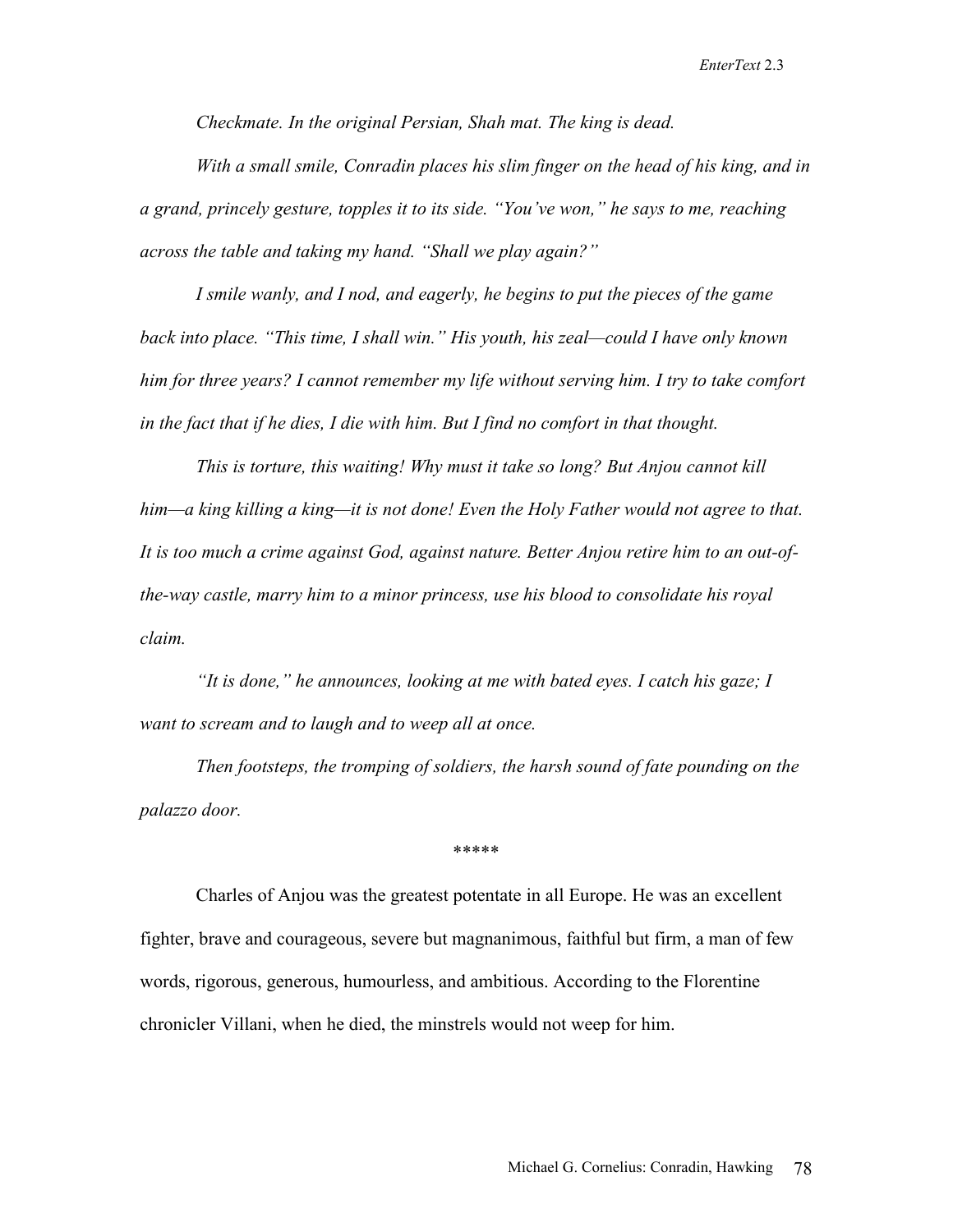*Checkmate. In the original Persian, Shah mat. The king is dead.*

*With a small smile, Conradin places his slim finger on the head of his king, and in a grand, princely gesture, topples it to its side. "You've won," he says to me, reaching across the table and taking my hand. "Shall we play again?"*

*I smile wanly, and I nod, and eagerly, he begins to put the pieces of the game back into place. "This time, I shall win." His youth, his zeal—could I have only known him for three years? I cannot remember my life without serving him. I try to take comfort in the fact that if he dies, I die with him. But I find no comfort in that thought.*

*This is torture, this waiting! Why must it take so long? But Anjou cannot kill him—a king killing a king—it is not done! Even the Holy Father would not agree to that. It is too much a crime against God, against nature. Better Anjou retire him to an out-of-the-way castle, marry him to a minor princess, use his blood to consolidate his royal claim.*

*"It is done," he announces, looking at me with bated eyes. I catch his gaze; I want to scream and to laugh and to weep all at once.*

*Then footsteps, the tromping of soldiers, the harsh sound of fate pounding on the palazzo door.*

*****

Charles of Anjou was the greatest potentate in all Europe. He was an excellent fighter, brave and courageous, severe but magnanimous, faithful but firm, a man of few words, rigorous, generous, humourless, and ambitious. According to the Florentine chronicler Villani, when he died, the minstrels would not weep for him.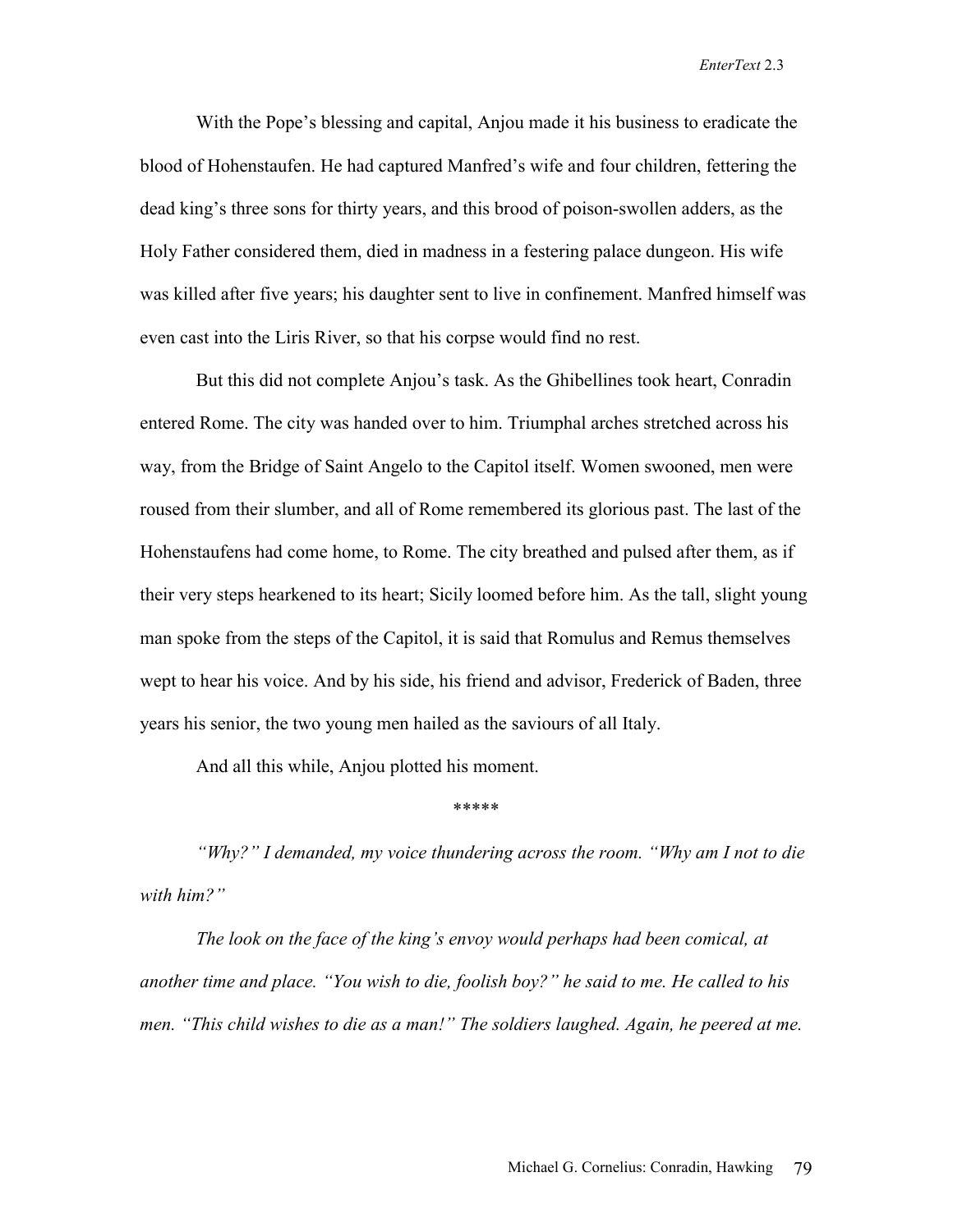With the Pope's blessing and capital, Anjou made it his business to eradicate the blood of Hohenstaufen. He had captured Manfred's wife and four children, fettering the dead king's three sons for thirty years, and this brood of poison-swollen adders, as the Holy Father considered them, died in madness in a festering palace dungeon. His wife was killed after five years; his daughter sent to live in confinement. Manfred himself was even cast into the Liris River, so that his corpse would find no rest.

But this did not complete Anjou's task. As the Ghibellines took heart, Conradin entered Rome. The city was handed over to him. Triumphal arches stretched across his way, from the Bridge of Saint Angelo to the Capitol itself. Women swooned, men were roused from their slumber, and all of Rome remembered its glorious past. The last of the Hohenstaufens had come home, to Rome. The city breathed and pulsed after them, as if their very steps hearkened to its heart; Sicily loomed before him. As the tall, slight young man spoke from the steps of the Capitol, it is said that Romulus and Remus themselves wept to hear his voice. And by his side, his friend and advisor, Frederick of Baden, three years his senior, the two young men hailed as the saviours of all Italy.

And all this while, Anjou plotted his moment.

*****

*"Why?" I demanded, my voice thundering across the room. "Why am I not to die with him?"*

*The look on the face of the king's envoy would perhaps had been comical, at another time and place. "You wish to die, foolish boy?" he said to me. He called to his men. "This child wishes to die as a man!" The soldiers laughed. Again, he peered at me.*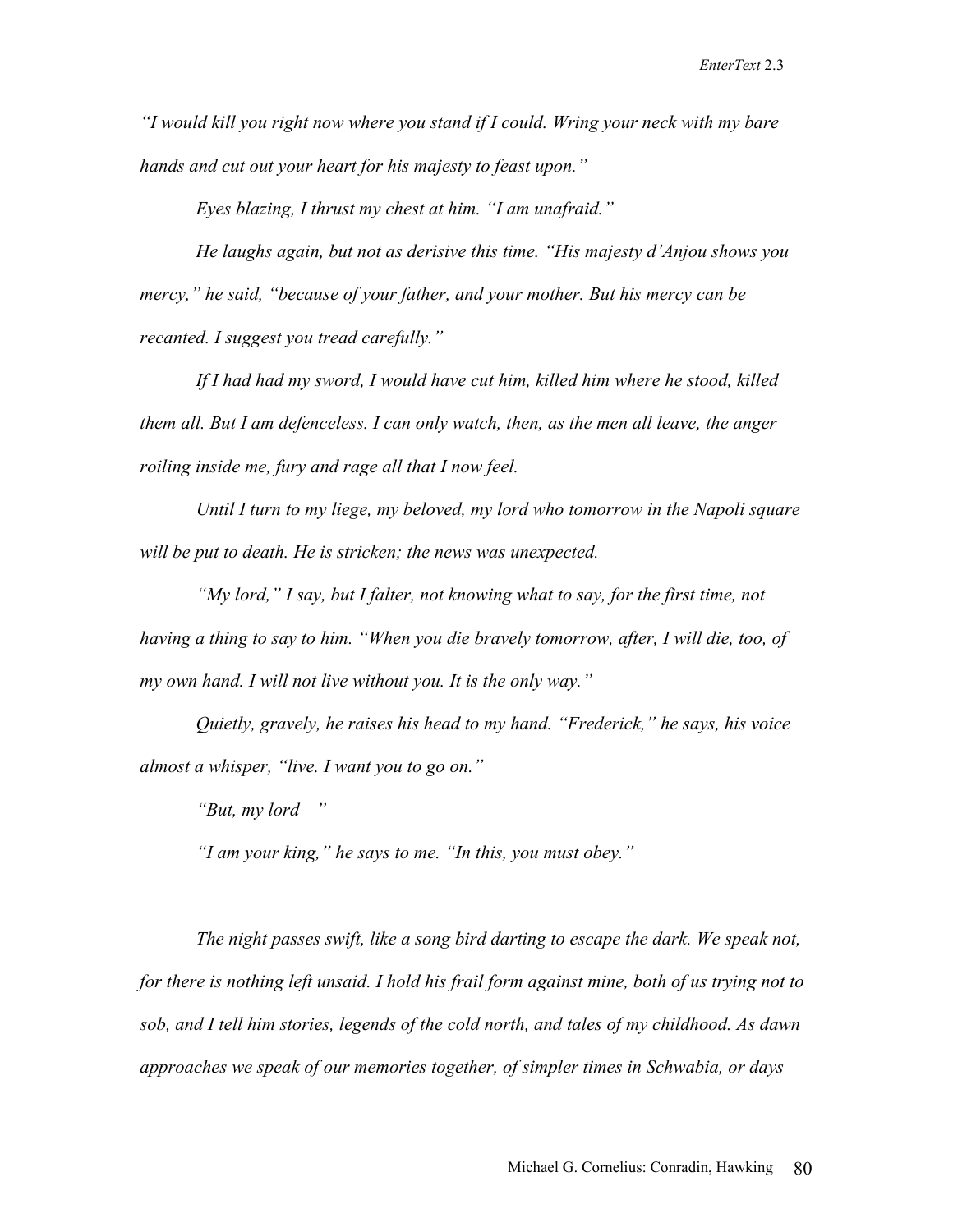*"I would kill you right now where you stand if I could. Wring your neck with my bare hands and cut out your heart for his majesty to feast upon."*

*Eyes blazing, I thrust my chest at him. "I am unafraid."*

*He laughs again, but not as derisive this time. "His majesty d'Anjou shows you mercy," he said, "because of your father, and your mother. But his mercy can be recanted. I suggest you tread carefully."*

*If I had had my sword, I would have cut him, killed him where he stood, killed them all. But I am defenceless. I can only watch, then, as the men all leave, the anger roiling inside me, fury and rage all that I now feel.*

*Until I turn to my liege, my beloved, my lord who tomorrow in the Napoli square will be put to death. He is stricken; the news was unexpected.*

*"My lord," I say, but I falter, not knowing what to say, for the first time, not having a thing to say to him. "When you die bravely tomorrow, after, I will die, too, of my own hand. I will not live without you. It is the only way."*

*Quietly, gravely, he raises his head to my hand. "Frederick," he says, his voice almost a whisper, "live. I want you to go on."*

*"But, my lord—"*

*"I am your king," he says to me. "In this, you must obey."*

*The night passes swift, like a song bird darting to escape the dark. We speak not, for there is nothing left unsaid. I hold his frail form against mine, both of us trying not to sob, and I tell him stories, legends of the cold north, and tales of my childhood. As dawn approaches we speak of our memories together, of simpler times in Schwabia, or days*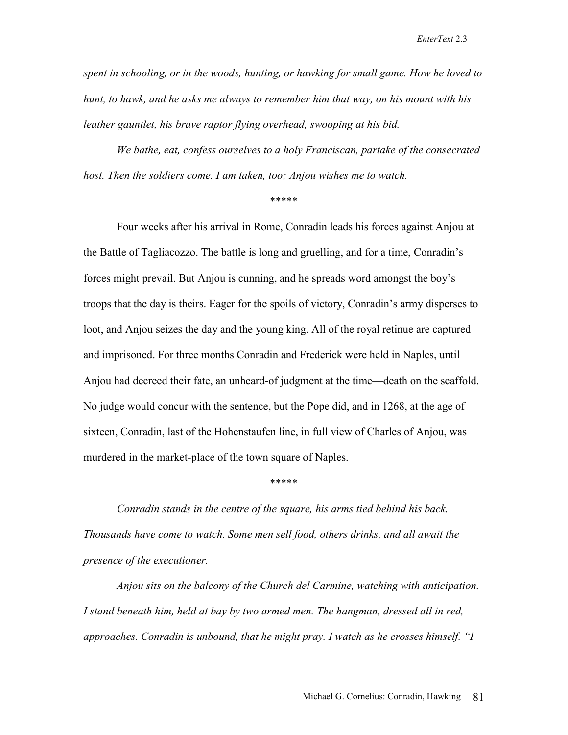*spent in schooling, or in the woods, hunting, or hawking for small game. How he loved to hunt, to hawk, and he asks me always to remember him that way, on his mount with his leather gauntlet, his brave raptor flying overhead, swooping at his bid.*

*We bathe, eat, confess ourselves to a holy Franciscan, partake of the consecrated host. Then the soldiers come. I am taken, too; Anjou wishes me to watch.*

\*\*\*\*\*

Four weeks after his arrival in Rome, Conradin leads his forces against Anjou at the Battle of Tagliacozzo. The battle is long and gruelling, and for a time, Conradin's forces might prevail. But Anjou is cunning, and he spreads word amongst the boy's troops that the day is theirs. Eager for the spoils of victory, Conradin's army disperses to loot, and Anjou seizes the day and the young king. All of the royal retinue are captured and imprisoned. For three months Conradin and Frederick were held in Naples, until Anjou had decreed their fate, an unheard-of judgment at the time—death on the scaffold. No judge would concur with the sentence, but the Pope did, and in 1268, at the age of sixteen, Conradin, last of the Hohenstaufen line, in full view of Charles of Anjou, was murdered in the market-place of the town square of Naples.

\*\*\*\*\*

*Conradin stands in the centre of the square, his arms tied behind his back. Thousands have come to watch. Some men sell food, others drinks, and all await the presence of the executioner.*

*Anjou sits on the balcony of the Church del Carmine, watching with anticipation. I stand beneath him, held at bay by two armed men. The hangman, dressed all in red, approaches. Conradin is unbound, that he might pray. I watch as he crosses himself. "I*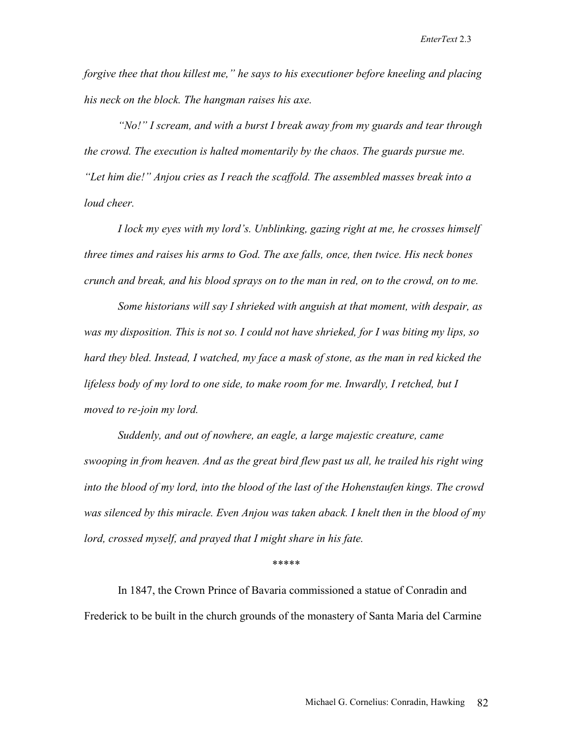*forgive thee that thou killest me," he says to his executioner before kneeling and placing his neck on the block. The hangman raises his axe.*

*"No!" I scream, and with a burst I break away from my guards and tear through the crowd. The execution is halted momentarily by the chaos. The guards pursue me. "Let him die!" Anjou cries as I reach the scaffold. The assembled masses break into a loud cheer.*

*I lock my eyes with my lord's. Unblinking, gazing right at me, he crosses himself three times and raises his arms to God. The axe falls, once, then twice. His neck bones crunch and break, and his blood sprays on to the man in red, on to the crowd, on to me.*

*Some historians will say I shrieked with anguish at that moment, with despair, as was my disposition. This is not so. I could not have shrieked, for I was biting my lips, so hard they bled. Instead, I watched, my face a mask of stone, as the man in red kicked the lifeless body of my lord to one side, to make room for me. Inwardly, I retched, but I moved to re-join my lord.*

*Suddenly, and out of nowhere, an eagle, a large majestic creature, came swooping in from heaven. And as the great bird flew past us all, he trailed his right wing into the blood of my lord, into the blood of the last of the Hohenstaufen kings. The crowd was silenced by this miracle. Even Anjou was taken aback. I knelt then in the blood of my lord, crossed myself, and prayed that I might share in his fate.*

\*\*\*\*\*

In 1847, the Crown Prince of Bavaria commissioned a statue of Conradin and Frederick to be built in the church grounds of the monastery of Santa Maria del Carmine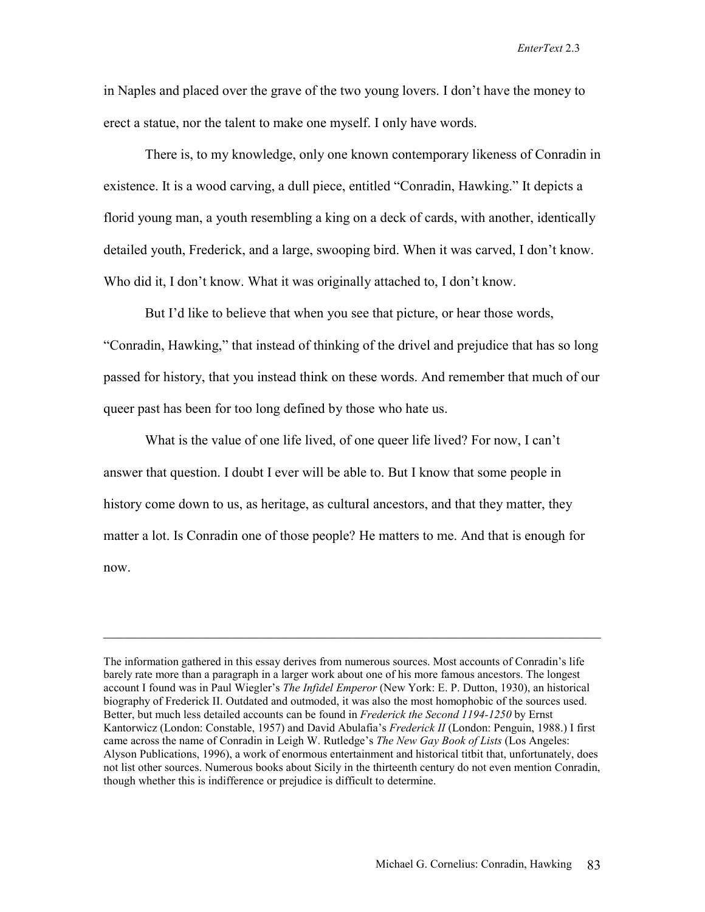in Naples and placed over the grave of the two young lovers. I don't have the money to erect a statue, nor the talent to make one myself. I only have words.

There is, to my knowledge, only one known contemporary likeness of Conradin in existence. It is a wood carving, a dull piece, entitled "Conradin, Hawking." It depicts a florid young man, a youth resembling a king on a deck of cards, with another, identically detailed youth, Frederick, and a large, swooping bird. When it was carved, I don't know. Who did it, I don't know. What it was originally attached to, I don't know.

But I'd like to believe that when you see that picture, or hear those words, "Conradin, Hawking," that instead of thinking of the drivel and prejudice that has so long passed for history, that you instead think on these words. And remember that much of our queer past has been for too long defined by those who hate us.

What is the value of one life lived, of one queer life lived? For now, I can't answer that question. I doubt I ever will be able to. But I know that some people in history come down to us, as heritage, as cultural ancestors, and that they matter, they matter a lot. Is Conradin one of those people? He matters to me. And that is enough for now.

---

The information gathered in this essay derives from numerous sources. Most accounts of Conradin's life barely rate more than a paragraph in a larger work about one of his more famous ancestors. The longest account I found was in Paul Wiegler's *The Infidel Emperor* (New York: E. P. Dutton, 1930), an historical biography of Frederick II. Outdated and outmoded, it was also the most homophobic of the sources used. Better, but much less detailed accounts can be found in *Frederick the Second 1194-1250* by Ernst Kantorwicz (London: Constable, 1957) and David Abulafia's *Frederick II* (London: Penguin, 1988.) I first came across the name of Conradin in Leigh W. Rutledge's *The New Gay Book of Lists* (Los Angeles: Alyson Publications, 1996), a work of enormous entertainment and historical titbit that, unfortunately, does not list other sources. Numerous books about Sicily in the thirteenth century do not even mention Conradin, though whether this is indifference or prejudice is difficult to determine.